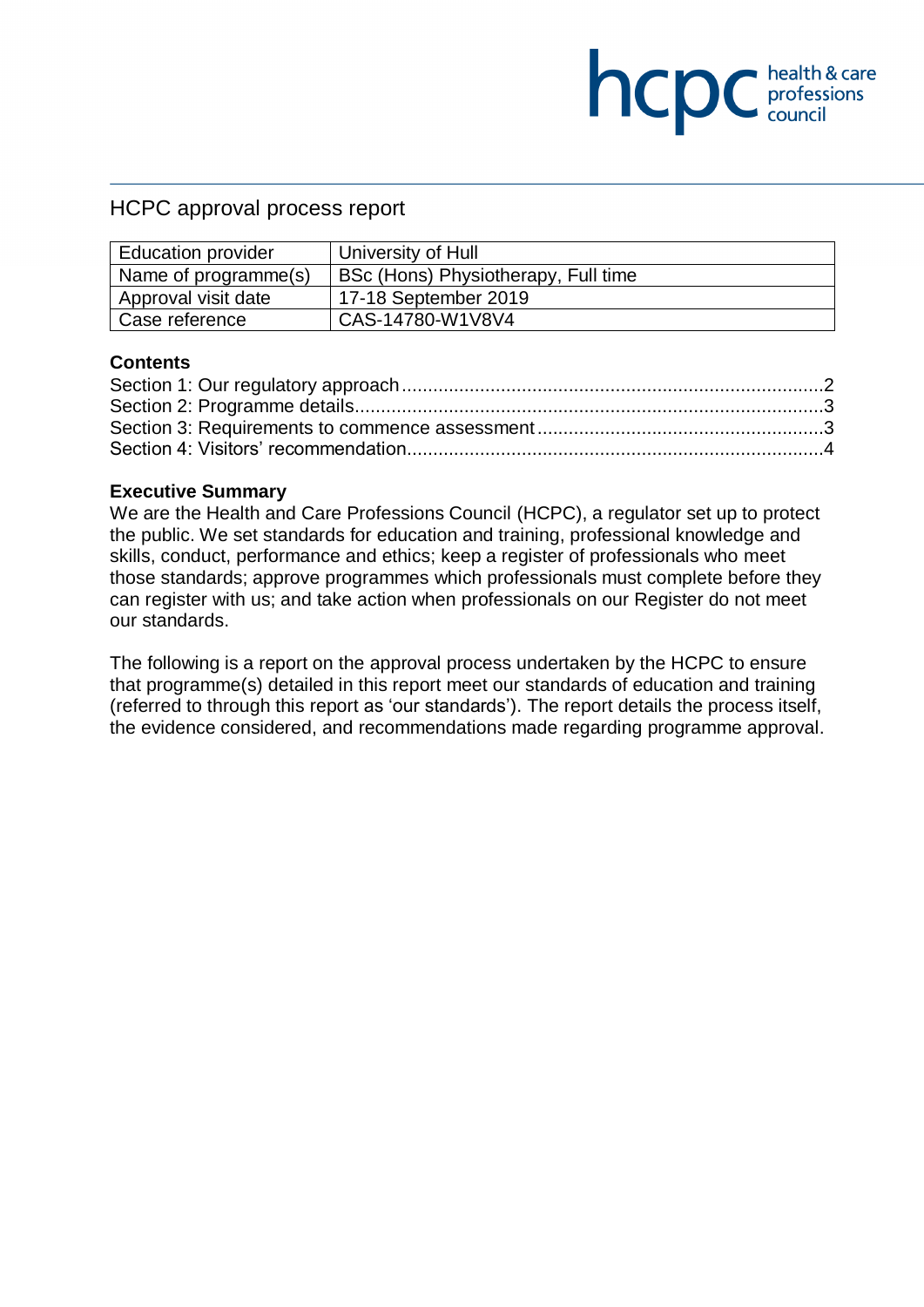# HCPC approval process report

| Education provider | University of Hull |
|---|---|
| Name of programme(s) | BSc (Hons) Physiotherapy, Full time |
| Approval visit date | 17-18 September 2019 |
| Case reference | CAS-14780-W1V8V4 |

## Contents

Section 1: Our regulatory approach .................................................................................2
Section 2: Programme details...........................................................................................3
Section 3: Requirements to commence assessment.......................................................3
Section 4: Visitors' recommendation.................................................................................4

## Executive Summary

We are the Health and Care Professions Council (HCPC), a regulator set up to protect the public. We set standards for education and training, professional knowledge and skills, conduct, performance and ethics; keep a register of professionals who meet those standards; approve programmes which professionals must complete before they can register with us; and take action when professionals on our Register do not meet our standards.

The following is a report on the approval process undertaken by the HCPC to ensure that programme(s) detailed in this report meet our standards of education and training (referred to through this report as 'our standards'). The report details the process itself, the evidence considered, and recommendations made regarding programme approval.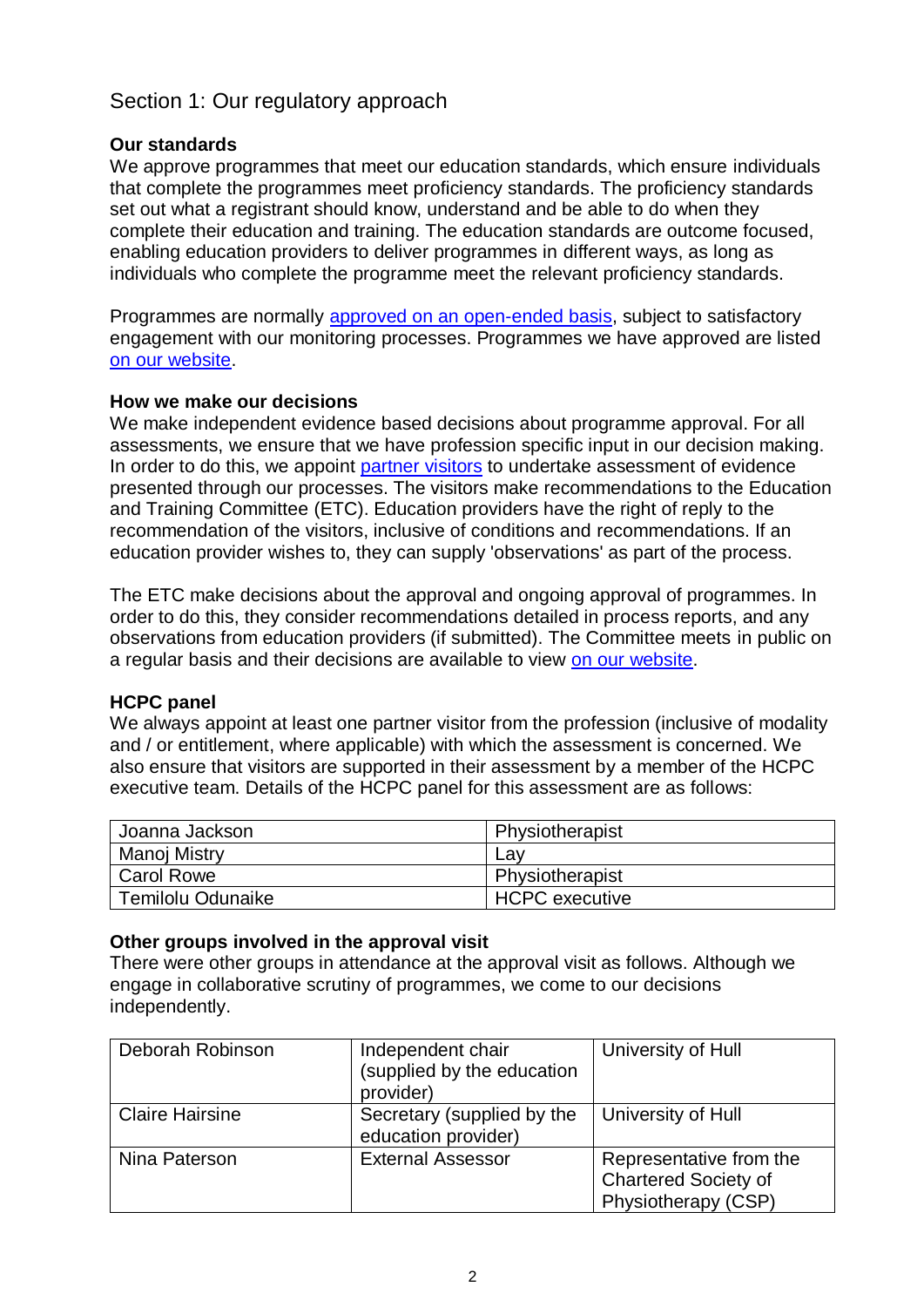## Section 1: Our regulatory approach

### Our standards

We approve programmes that meet our education standards, which ensure individuals that complete the programmes meet proficiency standards. The proficiency standards set out what a registrant should know, understand and be able to do when they complete their education and training. The education standards are outcome focused, enabling education providers to deliver programmes in different ways, as long as individuals who complete the programme meet the relevant proficiency standards.

Programmes are normally approved on an open-ended basis, subject to satisfactory engagement with our monitoring processes. Programmes we have approved are listed on our website.

### How we make our decisions

We make independent evidence based decisions about programme approval. For all assessments, we ensure that we have profession specific input in our decision making. In order to do this, we appoint partner visitors to undertake assessment of evidence presented through our processes. The visitors make recommendations to the Education and Training Committee (ETC). Education providers have the right of reply to the recommendation of the visitors, inclusive of conditions and recommendations. If an education provider wishes to, they can supply 'observations' as part of the process.

The ETC make decisions about the approval and ongoing approval of programmes. In order to do this, they consider recommendations detailed in process reports, and any observations from education providers (if submitted). The Committee meets in public on a regular basis and their decisions are available to view on our website.

### HCPC panel

We always appoint at least one partner visitor from the profession (inclusive of modality and / or entitlement, where applicable) with which the assessment is concerned. We also ensure that visitors are supported in their assessment by a member of the HCPC executive team. Details of the HCPC panel for this assessment are as follows:

| | |
|---|---|
| Joanna Jackson | Physiotherapist |
| Manoj Mistry | Lay |
| Carol Rowe | Physiotherapist |
| Temilolu Odunaike | HCPC executive |

### Other groups involved in the approval visit

There were other groups in attendance at the approval visit as follows. Although we engage in collaborative scrutiny of programmes, we come to our decisions independently.

| | | |
|---|---|---|
| Deborah Robinson | Independent chair (supplied by the education provider) | University of Hull |
| Claire Hairsine | Secretary (supplied by the education provider) | University of Hull |
| Nina Paterson | External Assessor | Representative from the Chartered Society of Physiotherapy (CSP) |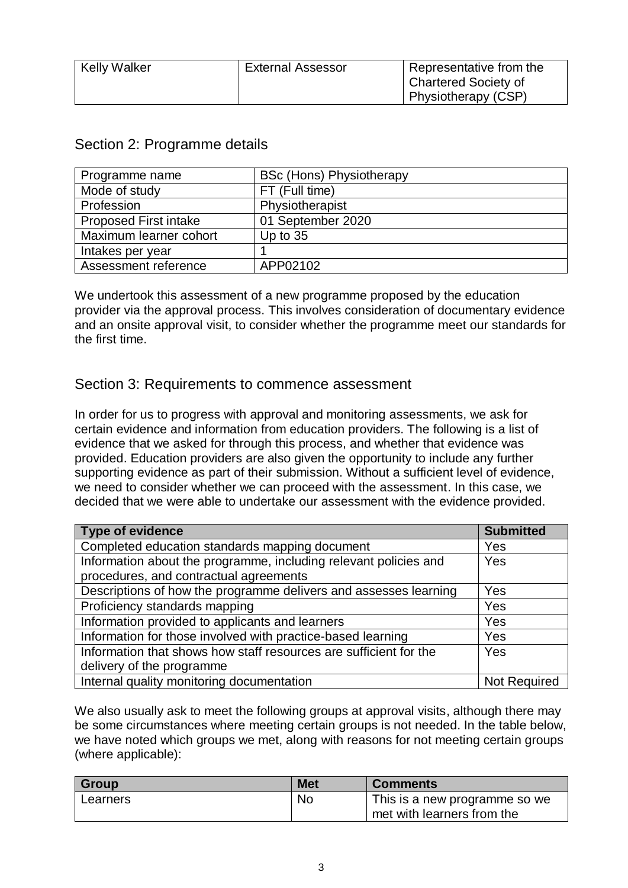| Kelly Walker | External Assessor | Representative from the Chartered Society of Physiotherapy (CSP) |
|---|---|---|

## Section 2: Programme details

| Programme name | BSc (Hons) Physiotherapy |
|---|---|
| Mode of study | FT (Full time) |
| Profession | Physiotherapist |
| Proposed First intake | 01 September 2020 |
| Maximum learner cohort | Up to 35 |
| Intakes per year | 1 |
| Assessment reference | APP02102 |

We undertook this assessment of a new programme proposed by the education provider via the approval process. This involves consideration of documentary evidence and an onsite approval visit, to consider whether the programme meet our standards for the first time.

## Section 3: Requirements to commence assessment

In order for us to progress with approval and monitoring assessments, we ask for certain evidence and information from education providers. The following is a list of evidence that we asked for through this process, and whether that evidence was provided. Education providers are also given the opportunity to include any further supporting evidence as part of their submission. Without a sufficient level of evidence, we need to consider whether we can proceed with the assessment. In this case, we decided that we were able to undertake our assessment with the evidence provided.

| Type of evidence | Submitted |
|---|---|
| Completed education standards mapping document | Yes |
| Information about the programme, including relevant policies and procedures, and contractual agreements | Yes |
| Descriptions of how the programme delivers and assesses learning | Yes |
| Proficiency standards mapping | Yes |
| Information provided to applicants and learners | Yes |
| Information for those involved with practice-based learning | Yes |
| Information that shows how staff resources are sufficient for the delivery of the programme | Yes |
| Internal quality monitoring documentation | Not Required |

We also usually ask to meet the following groups at approval visits, although there may be some circumstances where meeting certain groups is not needed. In the table below, we have noted which groups we met, along with reasons for not meeting certain groups (where applicable):

| Group | Met | Comments |
|---|---|---|
| Learners | No | This is a new programme so we met with learners from the |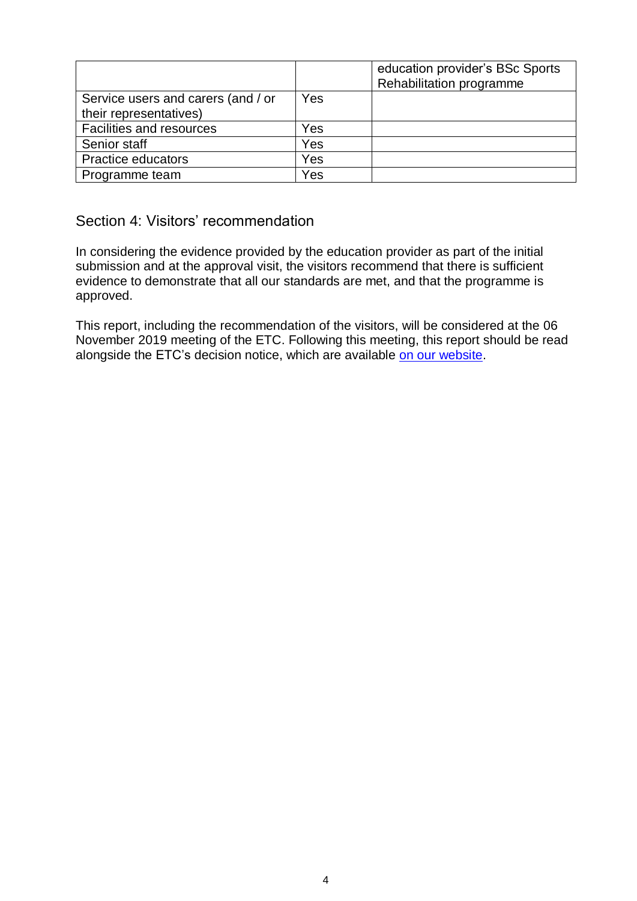| | | |
|---|---|---|
| | | education provider's BSc Sports Rehabilitation programme |
| Service users and carers (and / or their representatives) | Yes | |
| Facilities and resources | Yes | |
| Senior staff | Yes | |
| Practice educators | Yes | |
| Programme team | Yes | |

## Section 4: Visitors' recommendation

In considering the evidence provided by the education provider as part of the initial submission and at the approval visit, the visitors recommend that there is sufficient evidence to demonstrate that all our standards are met, and that the programme is approved.

This report, including the recommendation of the visitors, will be considered at the 06 November 2019 meeting of the ETC. Following this meeting, this report should be read alongside the ETC's decision notice, which are available on our website.